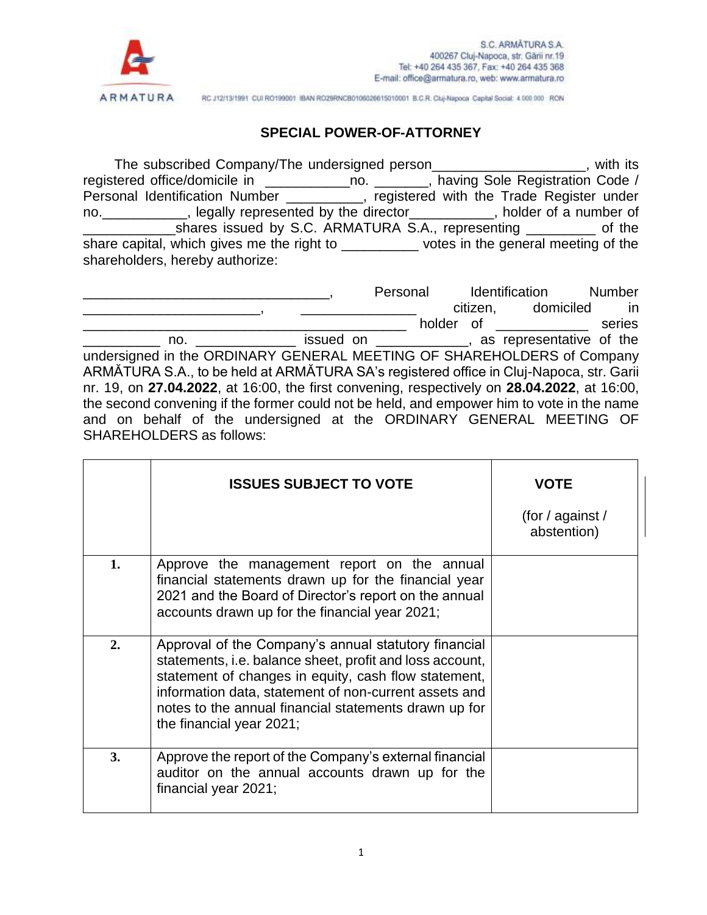S.C. ARMĂTURA S.A.
400267 Cluj-Napoca, str. Gării nr.19
Tel: +40 264 435 367, Fax: +40 264 435 368
E-mail: office@armatura.ro, web: www.armatura.ro

ARMATURA

RC J12/13/1991 CUI RO199001 IBAN RO29RNCB0106026615010001 B.C.R. Cluj-Napoca Capital Social: 4.000.000 RON

## SPECIAL POWER-OF-ATTORNEY

The subscribed Company/The undersigned person___________________, with its registered office/domicile in ___________no. _______, having Sole Registration Code / Personal Identification Number __________, registered with the Trade Register under no.___________, legally represented by the director___________, holder of a number of ____________shares issued by S.C. ARMATURA S.A., representing _________ of the share capital, which gives me the right to __________ votes in the general meeting of the shareholders, hereby authorize:

________________________________, Personal Identification Number ______________________, _______________ citizen, domiciled in __________________________________________ holder of ____________ series __________ no. _____________ issued on ___________, as representative of the undersigned in the ORDINARY GENERAL MEETING OF SHAREHOLDERS of Company ARMĂTURA S.A., to be held at ARMĂTURA SA's registered office in Cluj-Napoca, str. Garii nr. 19, on **27.04.2022**, at 16:00, the first convening, respectively on **28.04.2022**, at 16:00, the second convening if the former could not be held, and empower him to vote in the name and on behalf of the undersigned at the ORDINARY GENERAL MEETING OF SHAREHOLDERS as follows:

| | **ISSUES SUBJECT TO VOTE** | **VOTE** (for / against / abstention) |
|---|---|---|
| **1.** | Approve the management report on the annual financial statements drawn up for the financial year 2021 and the Board of Director's report on the annual accounts drawn up for the financial year 2021; | |
| **2.** | Approval of the Company's annual statutory financial statements, i.e. balance sheet, profit and loss account, statement of changes in equity, cash flow statement, information data, statement of non-current assets and notes to the annual financial statements drawn up for the financial year 2021; | |
| **3.** | Approve the report of the Company's external financial auditor on the annual accounts drawn up for the financial year 2021; | |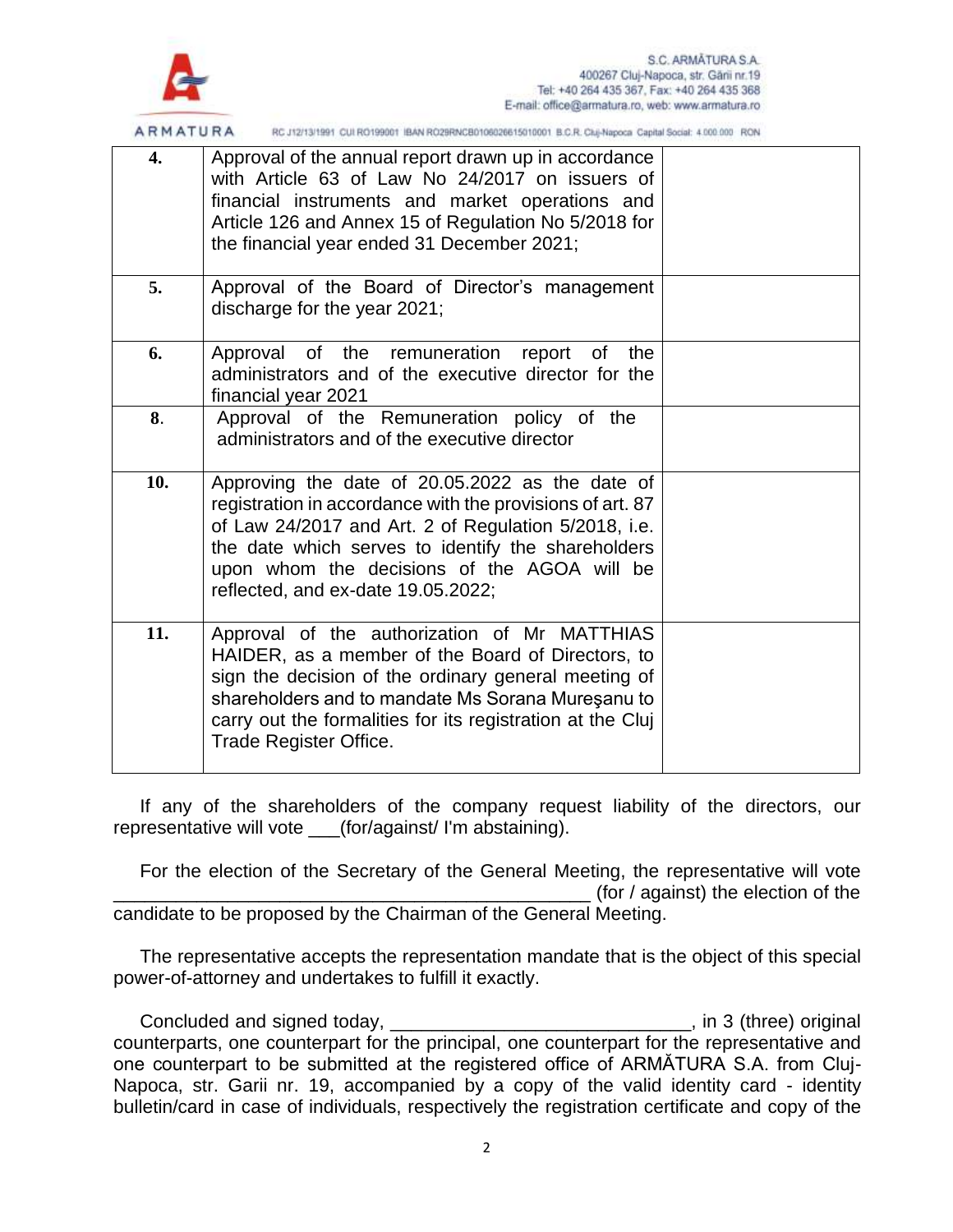| 4. | Approval of the annual report drawn up in accordance with Article 63 of Law No 24/2017 on issuers of financial instruments and market operations and Article 126 and Annex 15 of Regulation No 5/2018 for the financial year ended 31 December 2021; | |
|---|---|---|
| 5. | Approval of the Board of Director's management discharge for the year 2021; | |
| 6. | Approval of the remuneration report of the administrators and of the executive director for the financial year 2021 | |
| 8. | Approval of the Remuneration policy of the administrators and of the executive director | |
| 10. | Approving the date of 20.05.2022 as the date of registration in accordance with the provisions of art. 87 of Law 24/2017 and Art. 2 of Regulation 5/2018, i.e. the date which serves to identify the shareholders upon whom the decisions of the AGOA will be reflected, and ex-date 19.05.2022; | |
| 11. | Approval of the authorization of Mr MATTHIAS HAIDER, as a member of the Board of Directors, to sign the decision of the ordinary general meeting of shareholders and to mandate Ms Sorana Mureşanu to carry out the formalities for its registration at the Cluj Trade Register Office. | |

If any of the shareholders of the company request liability of the directors, our representative will vote ___(for/against/ I'm abstaining).

For the election of the Secretary of the General Meeting, the representative will vote ______________________________________________ (for / against) the election of the candidate to be proposed by the Chairman of the General Meeting.

The representative accepts the representation mandate that is the object of this special power-of-attorney and undertakes to fulfill it exactly.

Concluded and signed today, ____________________________, in 3 (three) original counterparts, one counterpart for the principal, one counterpart for the representative and one counterpart to be submitted at the registered office of ARMĂTURA S.A. from Cluj-Napoca, str. Garii nr. 19, accompanied by a copy of the valid identity card - identity bulletin/card in case of individuals, respectively the registration certificate and copy of the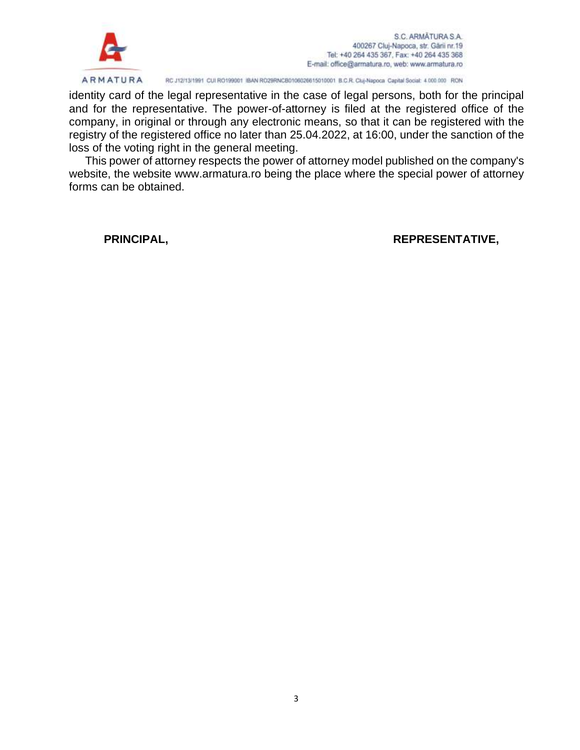identity card of the legal representative in the case of legal persons, both for the principal and for the representative. The power-of-attorney is filed at the registered office of the company, in original or through any electronic means, so that it can be registered with the registry of the registered office no later than 25.04.2022, at 16:00, under the sanction of the loss of the voting right in the general meeting.

This power of attorney respects the power of attorney model published on the company's website, the website www.armatura.ro being the place where the special power of attorney forms can be obtained.

**PRINCIPAL,** **REPRESENTATIVE,**